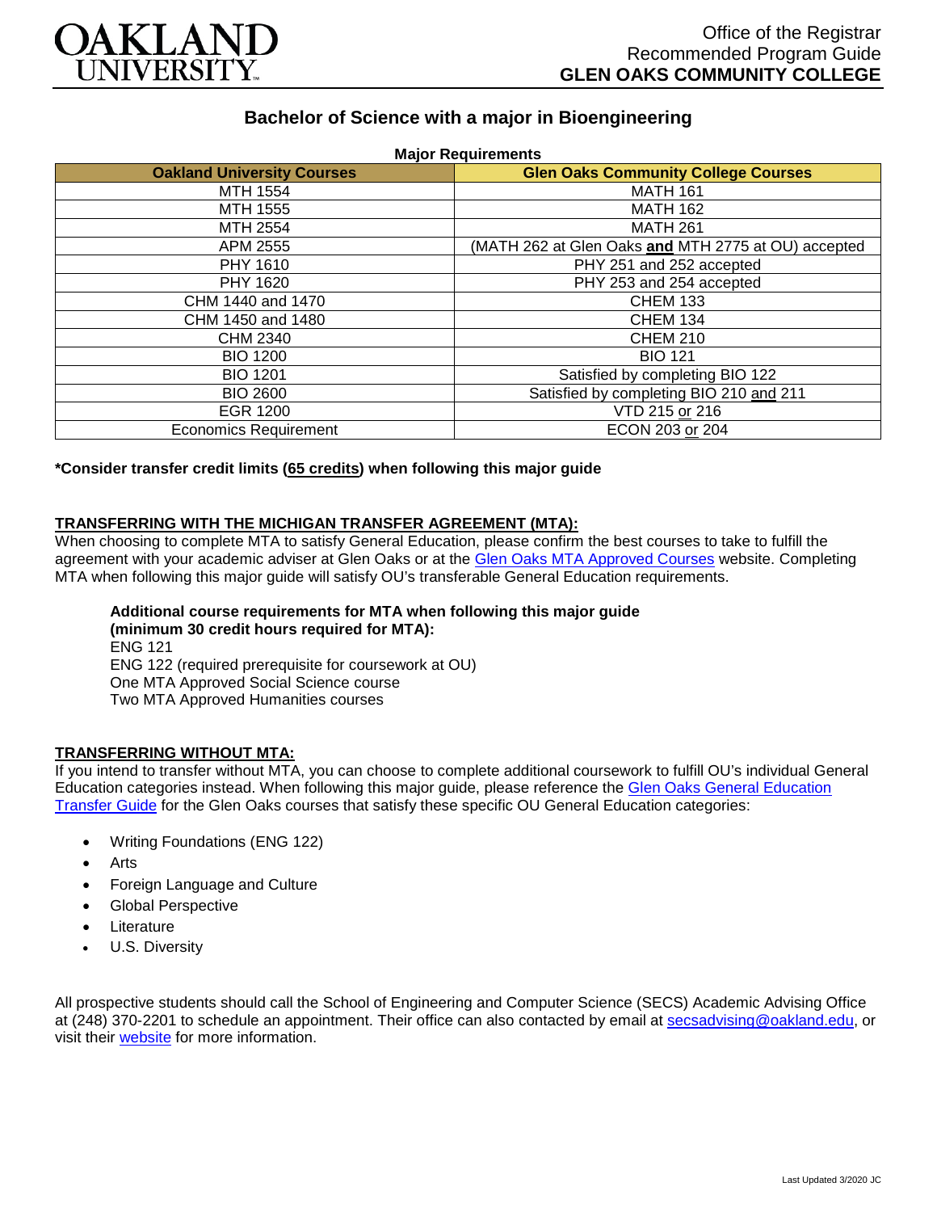Office of the Registrar
Recommended Program Guide
**GLEN OAKS COMMUNITY COLLEGE**

# Bachelor of Science with a major in Bioengineering

**Major Requirements**

| Oakland University Courses | Glen Oaks Community College Courses |
|---|---|
| MTH 1554 | MATH 161 |
| MTH 1555 | MATH 162 |
| MTH 2554 | MATH 261 |
| APM 2555 | (MATH 262 at Glen Oaks **and** MTH 2775 at OU) accepted |
| PHY 1610 | PHY 251 and 252 accepted |
| PHY 1620 | PHY 253 and 254 accepted |
| CHM 1440 and 1470 | CHEM 133 |
| CHM 1450 and 1480 | CHEM 134 |
| CHM 2340 | CHEM 210 |
| BIO 1200 | BIO 121 |
| BIO 1201 | Satisfied by completing BIO 122 |
| BIO 2600 | Satisfied by completing BIO 210 and 211 |
| EGR 1200 | VTD 215 or 216 |
| Economics Requirement | ECON 203 or 204 |

**\*Consider transfer credit limits (65 credits) when following this major guide**

## TRANSFERRING WITH THE MICHIGAN TRANSFER AGREEMENT (MTA):

When choosing to complete MTA to satisfy General Education, please confirm the best courses to take to fulfill the agreement with your academic adviser at Glen Oaks or at the Glen Oaks MTA Approved Courses website. Completing MTA when following this major guide will satisfy OU's transferable General Education requirements.

**Additional course requirements for MTA when following this major guide (minimum 30 credit hours required for MTA):**
ENG 121
ENG 122 (required prerequisite for coursework at OU)
One MTA Approved Social Science course
Two MTA Approved Humanities courses

## TRANSFERRING WITHOUT MTA:

If you intend to transfer without MTA, you can choose to complete additional coursework to fulfill OU's individual General Education categories instead. When following this major guide, please reference the Glen Oaks General Education Transfer Guide for the Glen Oaks courses that satisfy these specific OU General Education categories:

- Writing Foundations (ENG 122)
- Arts
- Foreign Language and Culture
- Global Perspective
- Literature
- U.S. Diversity

All prospective students should call the School of Engineering and Computer Science (SECS) Academic Advising Office at (248) 370-2201 to schedule an appointment. Their office can also contacted by email at secsadvising@oakland.edu, or visit their website for more information.

Last Updated 3/2020 JC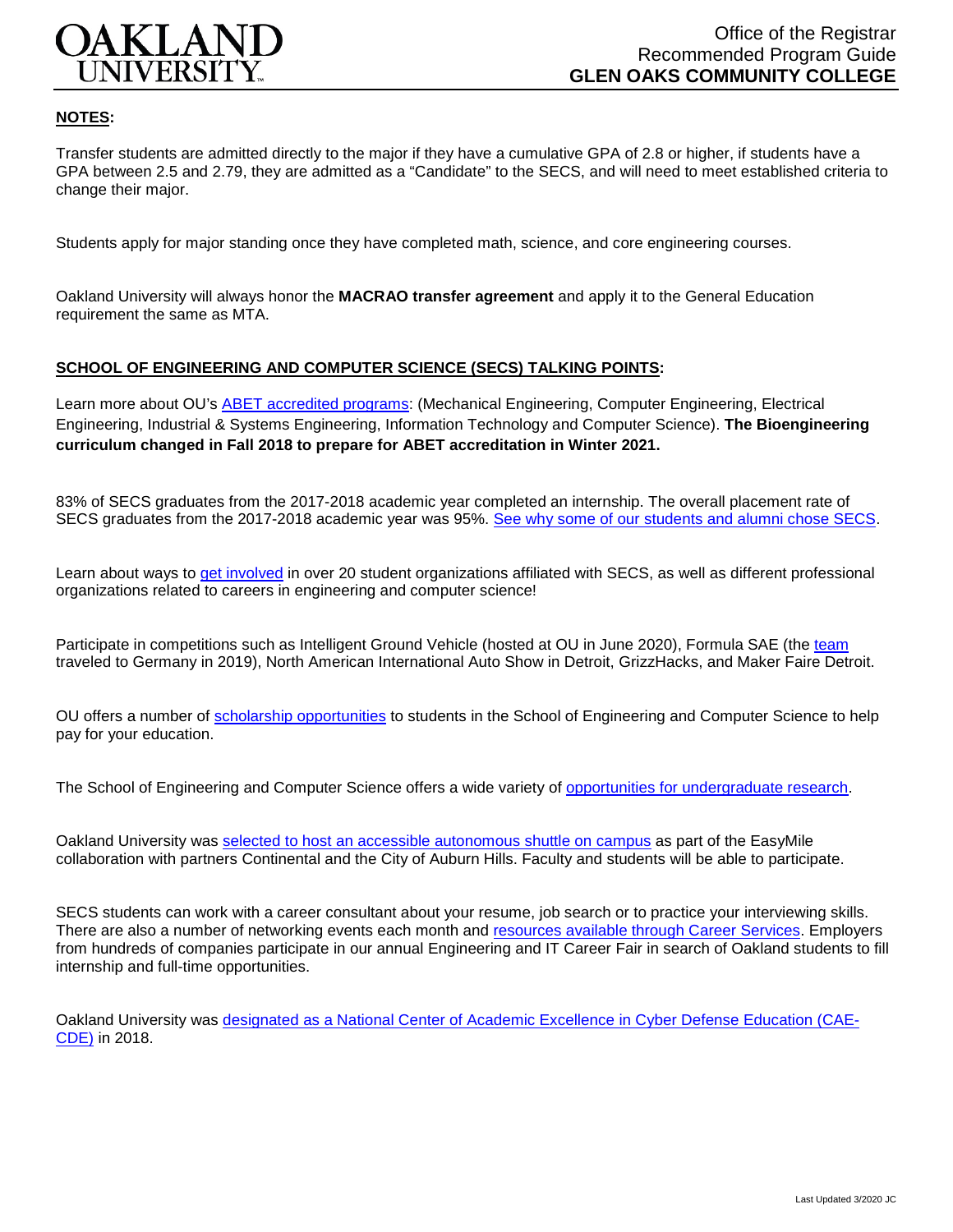**NOTES:**

Transfer students are admitted directly to the major if they have a cumulative GPA of 2.8 or higher, if students have a GPA between 2.5 and 2.79, they are admitted as a "Candidate" to the SECS, and will need to meet established criteria to change their major.

Students apply for major standing once they have completed math, science, and core engineering courses.

Oakland University will always honor the **MACRAO transfer agreement** and apply it to the General Education requirement the same as MTA.

**SCHOOL OF ENGINEERING AND COMPUTER SCIENCE (SECS) TALKING POINTS:**

Learn more about OU's ABET accredited programs: (Mechanical Engineering, Computer Engineering, Electrical Engineering, Industrial & Systems Engineering, Information Technology and Computer Science). **The Bioengineering curriculum changed in Fall 2018 to prepare for ABET accreditation in Winter 2021.**

83% of SECS graduates from the 2017-2018 academic year completed an internship. The overall placement rate of SECS graduates from the 2017-2018 academic year was 95%. See why some of our students and alumni chose SECS.

Learn about ways to get involved in over 20 student organizations affiliated with SECS, as well as different professional organizations related to careers in engineering and computer science!

Participate in competitions such as Intelligent Ground Vehicle (hosted at OU in June 2020), Formula SAE (the team traveled to Germany in 2019), North American International Auto Show in Detroit, GrizzHacks, and Maker Faire Detroit.

OU offers a number of scholarship opportunities to students in the School of Engineering and Computer Science to help pay for your education.

The School of Engineering and Computer Science offers a wide variety of opportunities for undergraduate research.

Oakland University was selected to host an accessible autonomous shuttle on campus as part of the EasyMile collaboration with partners Continental and the City of Auburn Hills. Faculty and students will be able to participate.

SECS students can work with a career consultant about your resume, job search or to practice your interviewing skills. There are also a number of networking events each month and resources available through Career Services. Employers from hundreds of companies participate in our annual Engineering and IT Career Fair in search of Oakland students to fill internship and full-time opportunities.

Oakland University was designated as a National Center of Academic Excellence in Cyber Defense Education (CAE-CDE) in 2018.